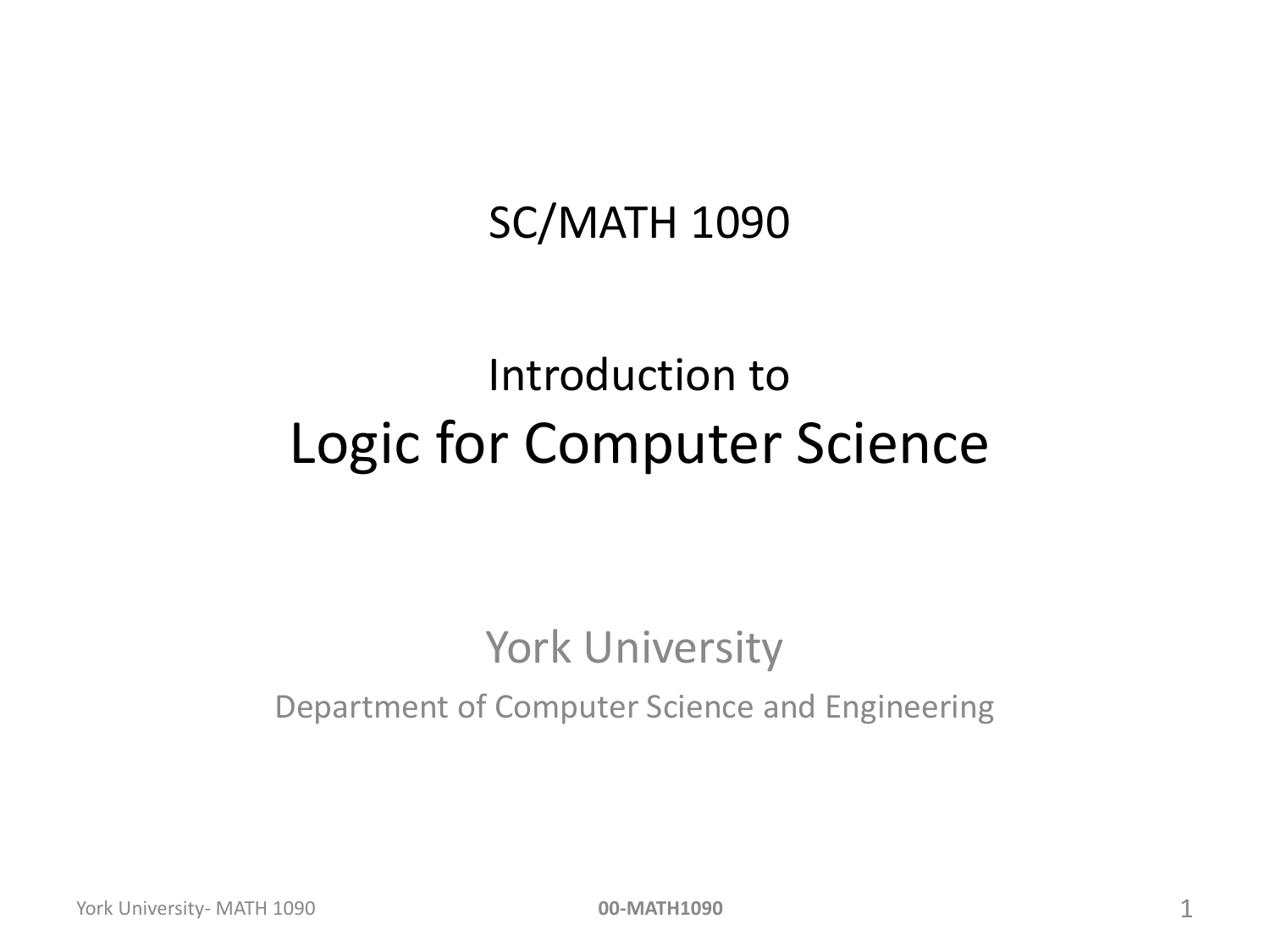# SC/MATH 1090

## Introduction to
# Logic for Computer Science

York University

Department of Computer Science and Engineering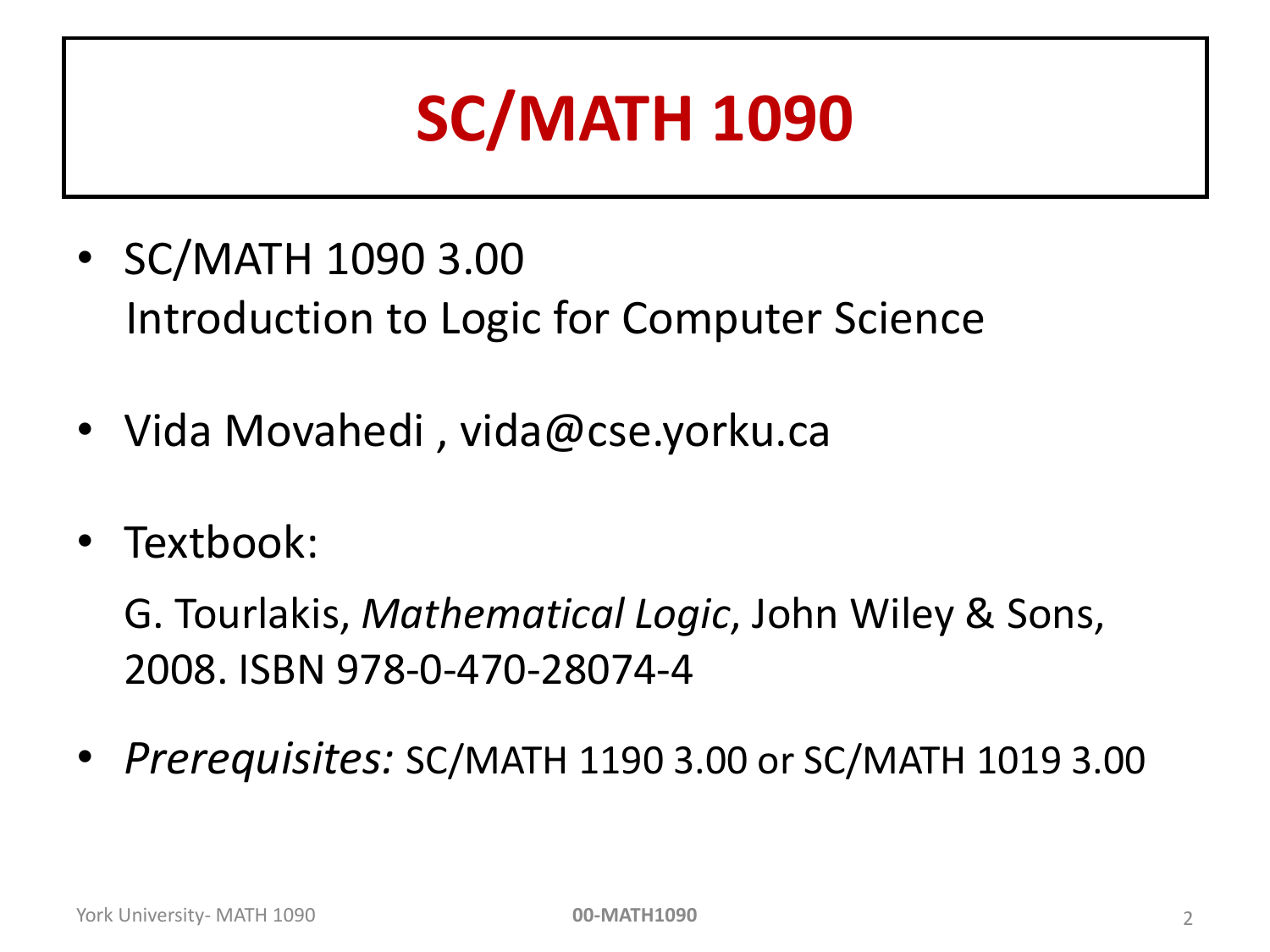# SC/MATH 1090

- SC/MATH 1090 3.00
  Introduction to Logic for Computer Science

- Vida Movahedi , vida@cse.yorku.ca

- Textbook:

  G. Tourlakis, *Mathematical Logic*, John Wiley & Sons, 2008. ISBN 978-0-470-28074-4

- *Prerequisites:* SC/MATH 1190 3.00 or SC/MATH 1019 3.00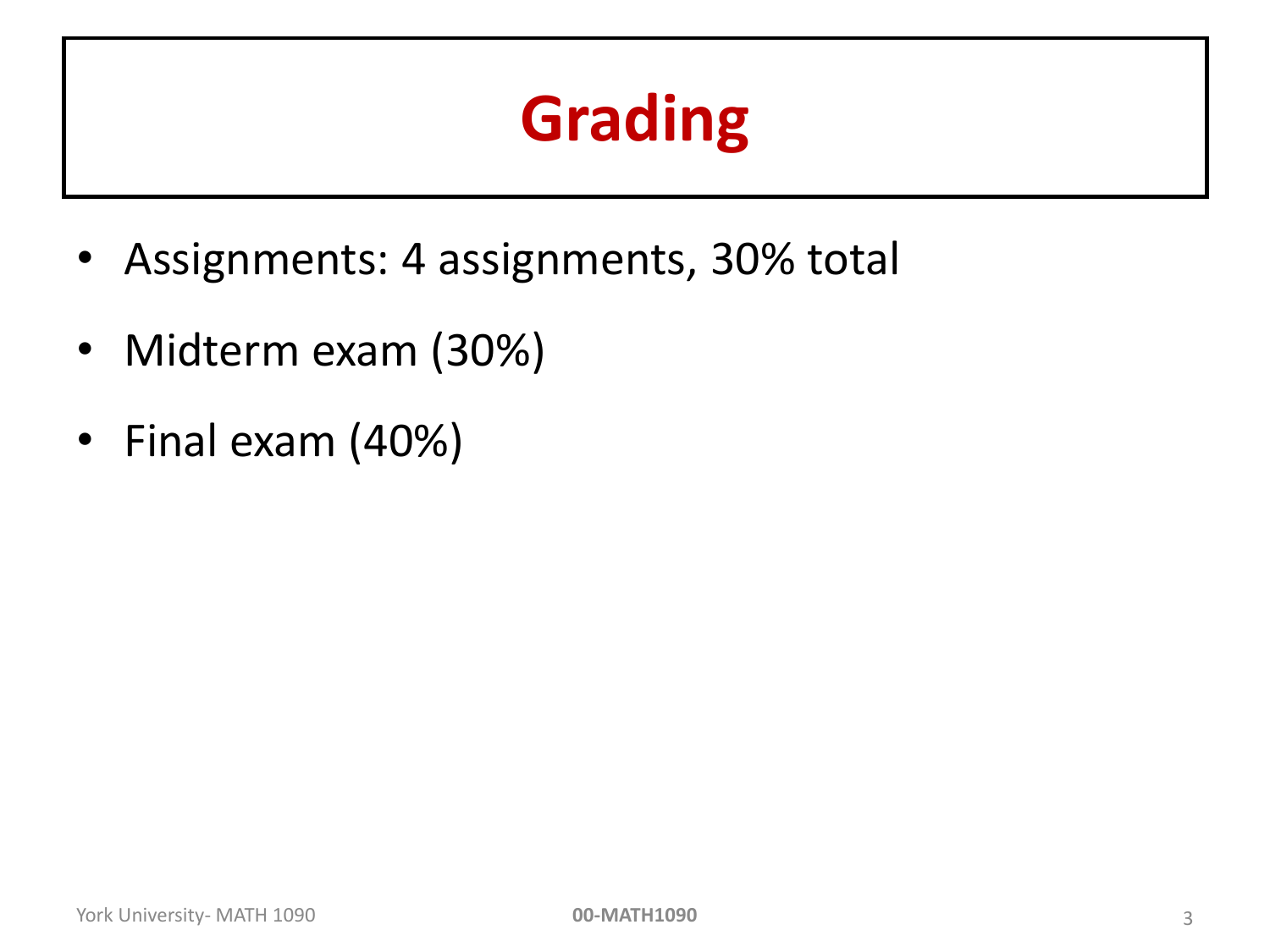# Grading

- Assignments: 4 assignments, 30% total
- Midterm exam (30%)
- Final exam (40%)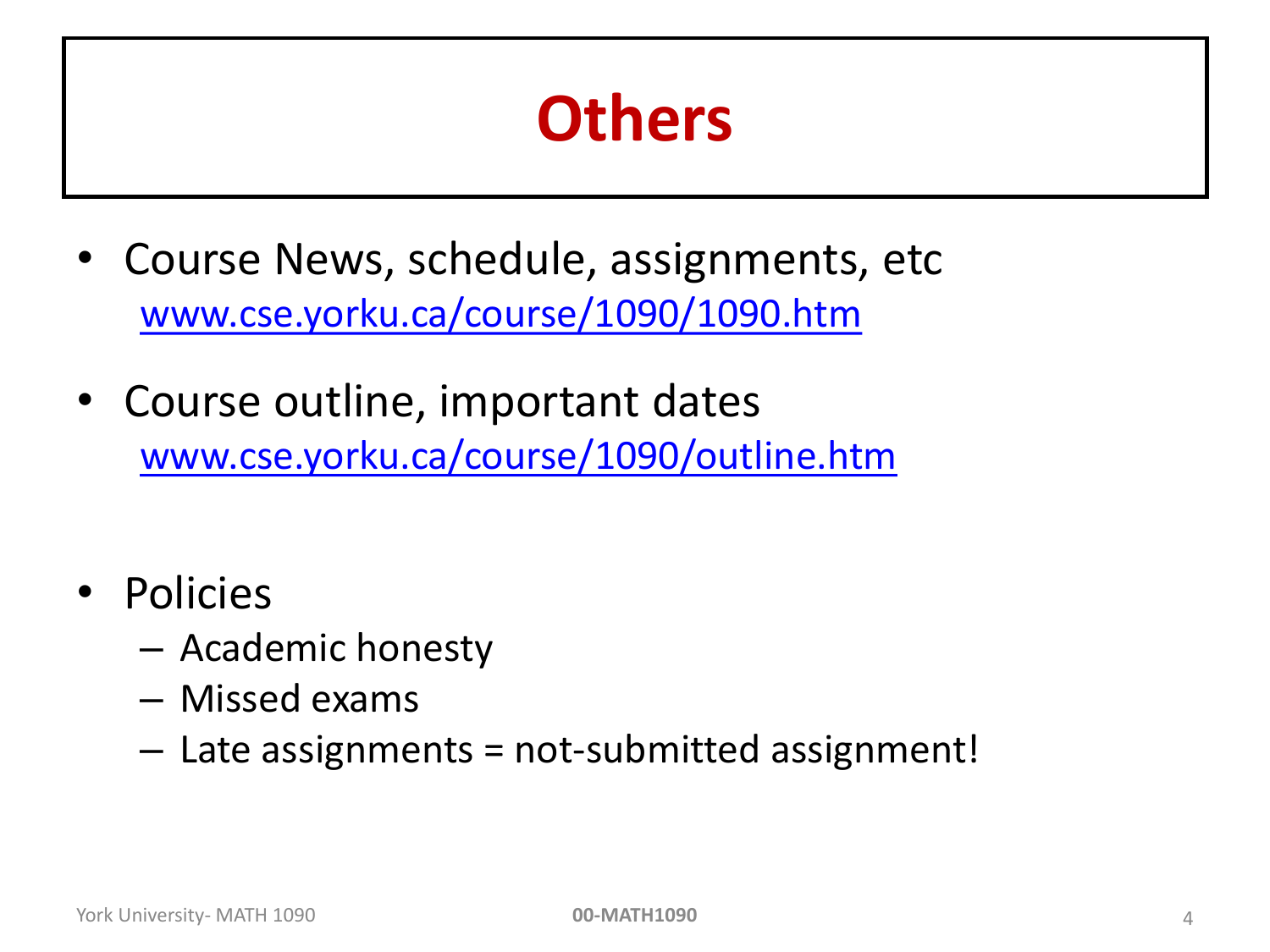# Others

- Course News, schedule, assignments, etc
  www.cse.yorku.ca/course/1090/1090.htm
- Course outline, important dates
  www.cse.yorku.ca/course/1090/outline.htm
- Policies
  - Academic honesty
  - Missed exams
  - Late assignments = not-submitted assignment!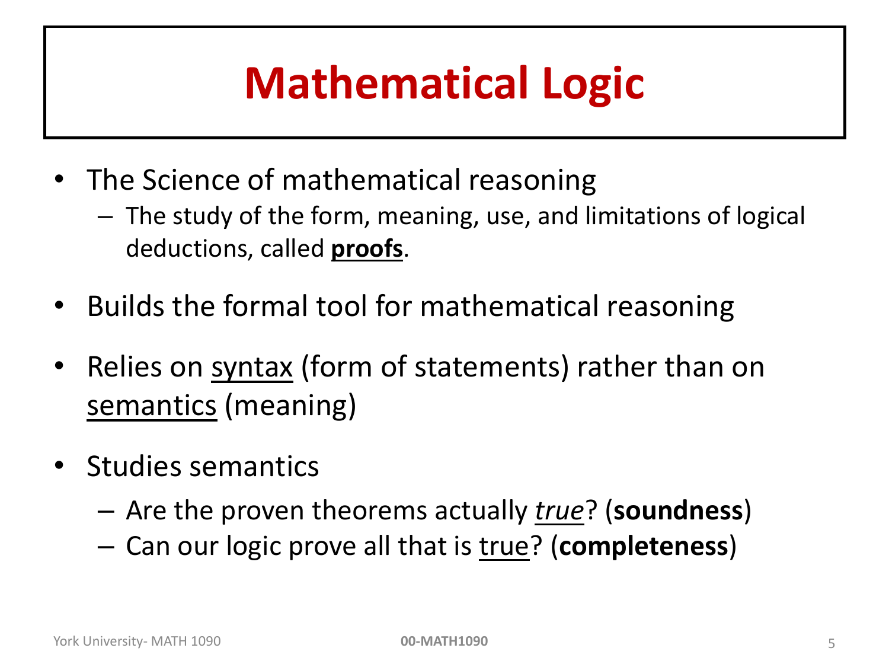# Mathematical Logic

- The Science of mathematical reasoning
  - The study of the form, meaning, use, and limitations of logical deductions, called **<u>proofs</u>**.
- Builds the formal tool for mathematical reasoning
- Relies on <u>syntax</u> (form of statements) rather than on <u>semantics</u> (meaning)
- Studies semantics
  - Are the proven theorems actually <u>*true*</u>? (**soundness**)
  - Can our logic prove all that is <u>true</u>? (**completeness**)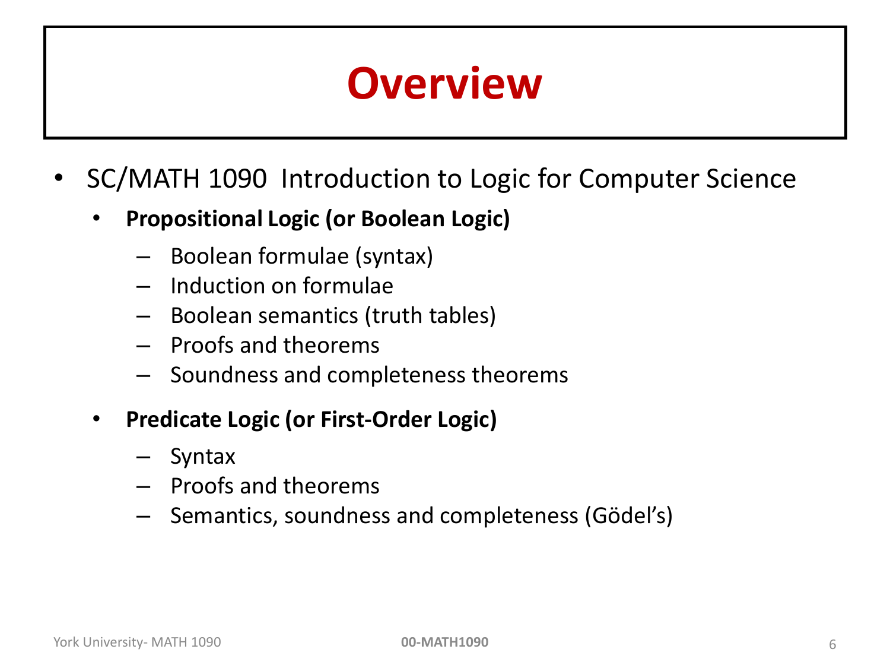# Overview

- SC/MATH 1090 Introduction to Logic for Computer Science
  - **Propositional Logic (or Boolean Logic)**
    - Boolean formulae (syntax)
    - Induction on formulae
    - Boolean semantics (truth tables)
    - Proofs and theorems
    - Soundness and completeness theorems
  - **Predicate Logic (or First-Order Logic)**
    - Syntax
    - Proofs and theorems
    - Semantics, soundness and completeness (Gödel's)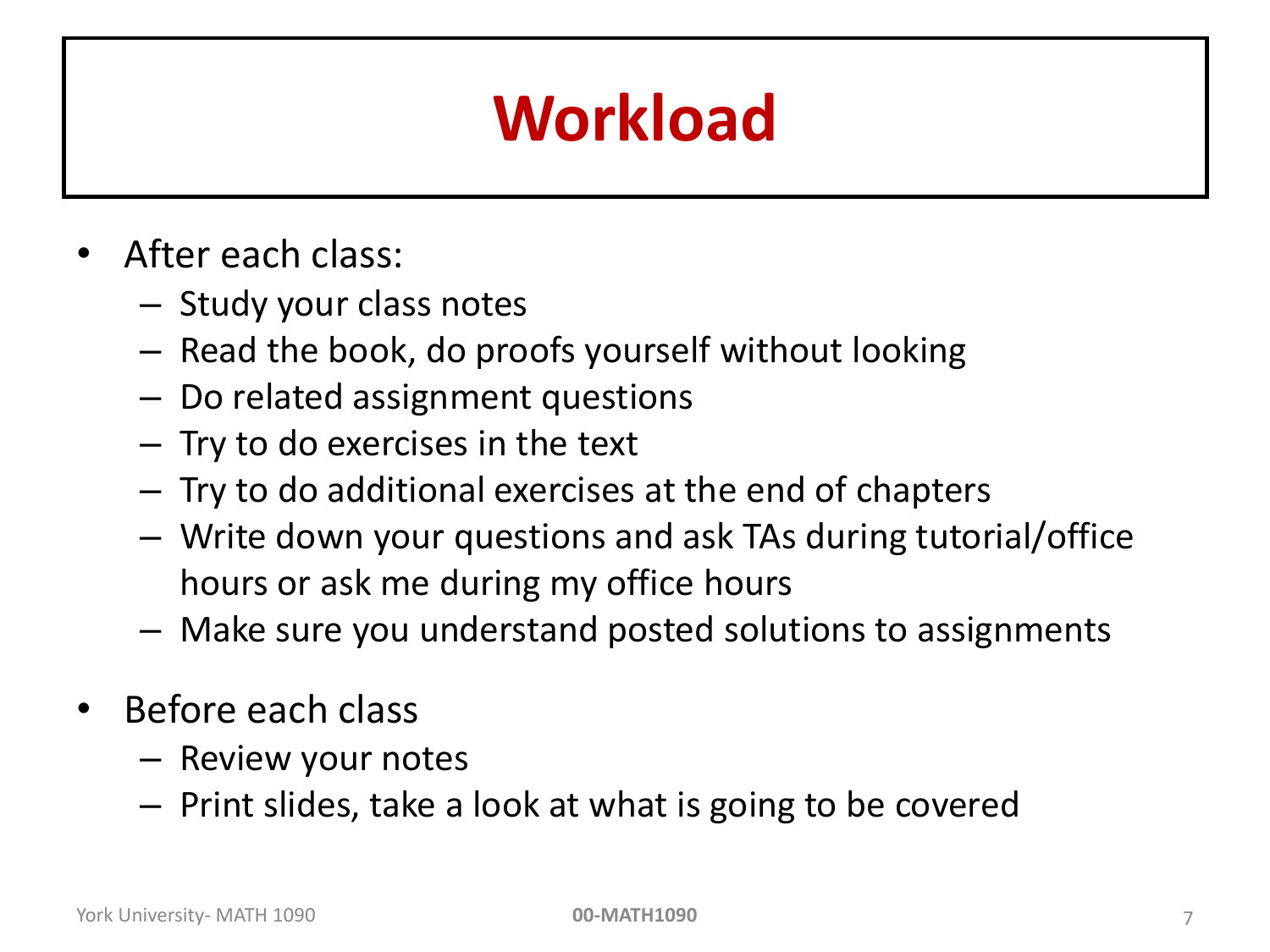# Workload

- After each class:
  - Study your class notes
  - Read the book, do proofs yourself without looking
  - Do related assignment questions
  - Try to do exercises in the text
  - Try to do additional exercises at the end of chapters
  - Write down your questions and ask TAs during tutorial/office hours or ask me during my office hours
  - Make sure you understand posted solutions to assignments

- Before each class
  - Review your notes
  - Print slides, take a look at what is going to be covered